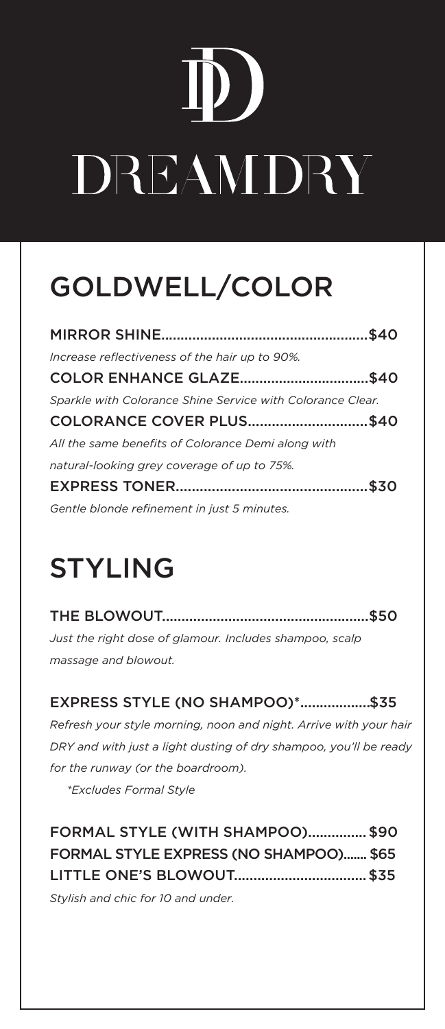# DREAMDRY

## GOLDWELL/COLOR

**MIRROR SHINE....................................................$40**

*Increase reflectiveness of the hair up to 90%.*

**COLOR ENHANCE GLAZE.................................$40**

*Sparkle with Colorance Shine Service with Colorance Clear.*

**COLORANCE COVER PLUS..............................$40**

*All the same benefits of Colorance Demi along with natural-looking grey coverage of up to 75%.*

**EXPRESS TONER................................................$30**

*Gentle blonde refinement in just 5 minutes.*

## STYLING

**THE BLOWOUT....................................................$50**

*Just the right dose of glamour. Includes shampoo, scalp massage and blowout.*

**EXPRESS STYLE (NO SHAMPOO)*..................$35**

*Refresh your style morning, noon and night. Arrive with your hair DRY and with just a light dusting of dry shampoo, you'll be ready for the runway (or the boardroom).*

*\*Excludes Formal Style*

**FORMAL STYLE (WITH SHAMPOO)................$90**

**FORMAL STYLE EXPRESS (NO SHAMPOO)....... $65**

**LITTLE ONE'S BLOWOUT.................................$35**

*Stylish and chic for 10 and under.*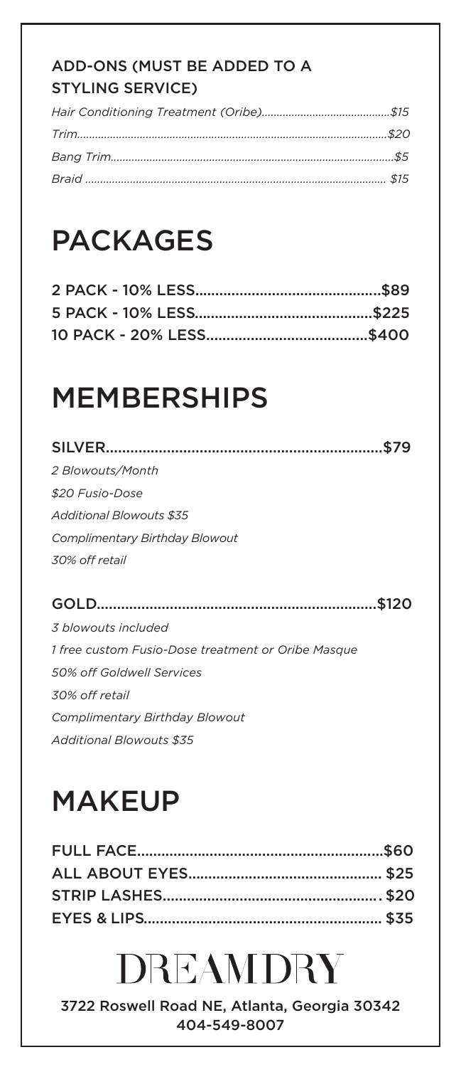### ADD-ONS (MUST BE ADDED TO A STYLING SERVICE)

*Hair Conditioning Treatment (Oribe)..........................................$15*

*Trim.......................................................................................................$20*

*Bang Trim................................................................................................$5*

*Braid ...................................................................................................... $15*

# PACKAGES

2 PACK - 10% LESS.............................................$89

5 PACK - 10% LESS............................................$225

10 PACK - 20% LESS........................................$400

# MEMBERSHIPS

SILVER...................................................................$79

*2 Blowouts/Month*

*$20 Fusio-Dose*

*Additional Blowouts $35*

*Complimentary Birthday Blowout*

*30% off retail*

GOLD....................................................................$120

*3 blowouts included*

*1 free custom Fusio-Dose treatment or Oribe Masque*

*50% off Goldwell Services*

*30% off retail*

*Complimentary Birthday Blowout*

*Additional Blowouts $35*

# MAKEUP

FULL FACE.............................................................$60

ALL ABOUT EYES................................................ $25

STRIP LASHES..................................................... $20

EYES & LIPS........................................................... $35

# DREAMDRY

3722 Roswell Road NE, Atlanta, Georgia 30342
404-549-8007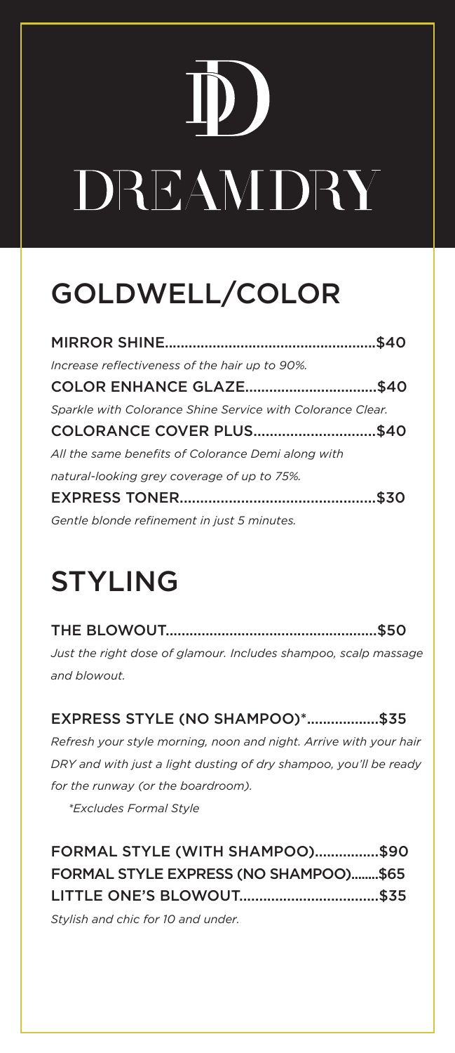# DREAMDRY

## GOLDWELL/COLOR

**MIRROR SHINE....................................................$40**
*Increase reflectiveness of the hair up to 90%.*

**COLOR ENHANCE GLAZE................................$40**
*Sparkle with Colorance Shine Service with Colorance Clear.*

**COLORANCE COVER PLUS.............................$40**
*All the same benefits of Colorance Demi along with natural-looking grey coverage of up to 75%.*

**EXPRESS TONER...............................................$30**
*Gentle blonde refinement in just 5 minutes.*

## STYLING

**THE BLOWOUT....................................................$50**
*Just the right dose of glamour. Includes shampoo, scalp massage and blowout.*

**EXPRESS STYLE (NO SHAMPOO)*.................$35**
*Refresh your style morning, noon and night. Arrive with your hair DRY and with just a light dusting of dry shampoo, you'll be ready for the runway (or the boardroom).*

*\*Excludes Formal Style*

**FORMAL STYLE (WITH SHAMPOO)................$90**

**FORMAL STYLE EXPRESS (NO SHAMPOO)........$65**

**LITTLE ONE'S BLOWOUT..................................$35**
*Stylish and chic for 10 and under.*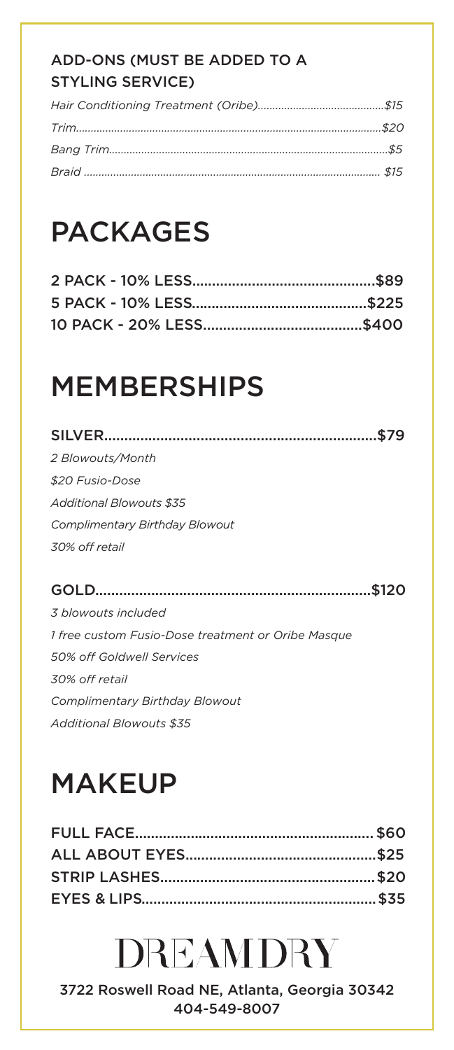## ADD-ONS (MUST BE ADDED TO A STYLING SERVICE)

*Hair Conditioning Treatment (Oribe)..........................................$15*
*Trim..........................................................................................$20*
*Bang Trim...................................................................................$5*
*Braid .........................................................................................$15*

# PACKAGES

2 PACK - 10% LESS.............................................$89
5 PACK - 10% LESS............................................$225
10 PACK - 20% LESS.........................................$400

# MEMBERSHIPS

**SILVER.....................................................................$79**

*2 Blowouts/Month*
*$20 Fusio-Dose*
*Additional Blowouts $35*
*Complimentary Birthday Blowout*
*30% off retail*

**GOLD.....................................................................$120**

*3 blowouts included*
*1 free custom Fusio-Dose treatment or Oribe Masque*
*50% off Goldwell Services*
*30% off retail*
*Complimentary Birthday Blowout*
*Additional Blowouts $35*

# MAKEUP

**FULL FACE............................................................$60**
**ALL ABOUT EYES...................................................$25**
**STRIP LASHES.......................................................$20**
**EYES & LIPS...........................................................$35**

# DREAMDRY

3722 Roswell Road NE, Atlanta, Georgia 30342
404-549-8007